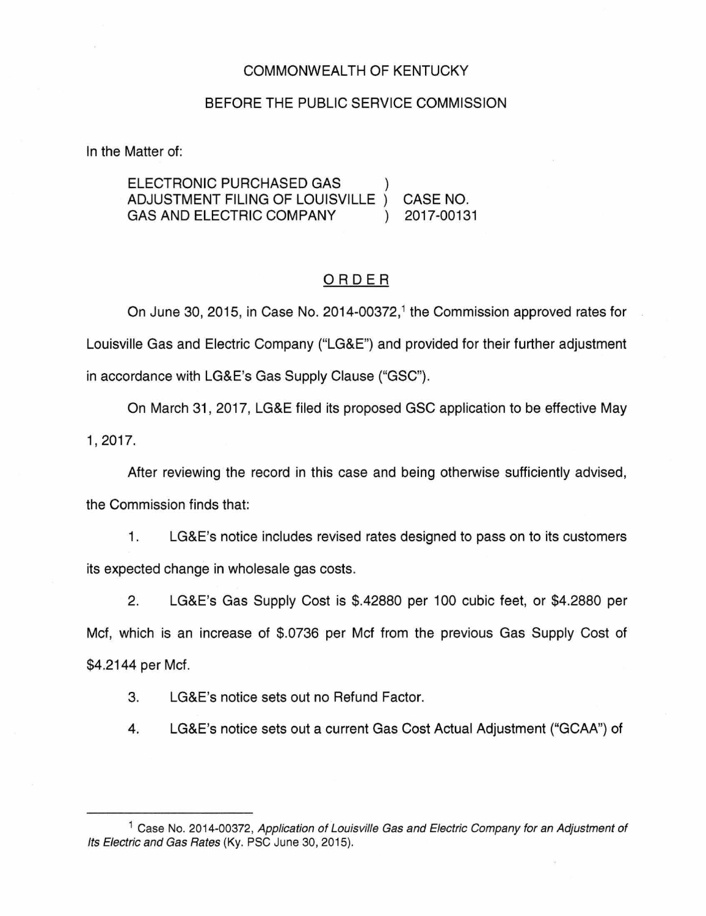COMMONWEALTH OF KENTUCKY

BEFORE THE PUBLIC SERVICE COMMISSION

In the Matter of:

ELECTRONIC PURCHASED GAS ADJUSTMENT FILING OF LOUISVILLE GAS AND ELECTRIC COMPANY ) CASE NO. 2017-00131

## ORDER

On June 30, 2015, in Case No. 2014-00372,[1] the Commission approved rates for Louisville Gas and Electric Company ("LG&E") and provided for their further adjustment in accordance with LG&E's Gas Supply Clause ("GSC").

On March 31, 2017, LG&E filed its proposed GSC application to be effective May 1, 2017.

After reviewing the record in this case and being otherwise sufficiently advised, the Commission finds that:

1. LG&E's notice includes revised rates designed to pass on to its customers its expected change in wholesale gas costs.

2. LG&E's Gas Supply Cost is $.42880 per 100 cubic feet, or $4.2880 per Mcf, which is an increase of $.0736 per Mcf from the previous Gas Supply Cost of $4.2144 per Mcf.

3. LG&E's notice sets out no Refund Factor.

4. LG&E's notice sets out a current Gas Cost Actual Adjustment ("GCAA") of

---

[1] Case No. 2014-00372, *Application of Louisville Gas and Electric Company for an Adjustment of Its Electric and Gas Rates* (Ky. PSC June 30, 2015).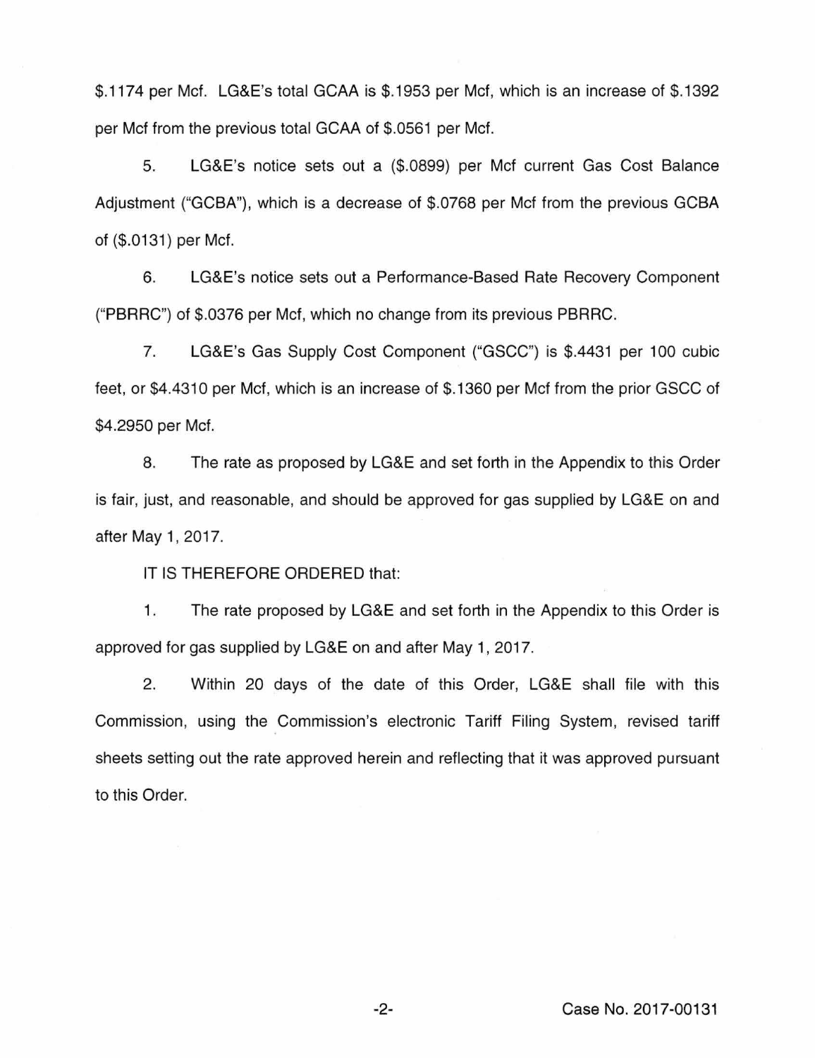$.1174 per Mcf. LG&E's total GCAA is $.1953 per Mcf, which is an increase of $.1392 per Mcf from the previous total GCAA of $.0561 per Mcf.

5. LG&E's notice sets out a ($.0899) per Mcf current Gas Cost Balance Adjustment ("GCBA"), which is a decrease of $.0768 per Mcf from the previous GCBA of ($.0131) per Mcf.

6. LG&E's notice sets out a Performance-Based Rate Recovery Component ("PBRRC") of $.0376 per Mcf, which no change from its previous PBRRC.

7. LG&E's Gas Supply Cost Component ("GSCC") is $.4431 per 100 cubic feet, or $4.4310 per Mcf, which is an increase of $.1360 per Mcf from the prior GSCC of $4.2950 per Mcf.

8. The rate as proposed by LG&E and set forth in the Appendix to this Order is fair, just, and reasonable, and should be approved for gas supplied by LG&E on and after May 1, 2017.

IT IS THEREFORE ORDERED that:

1. The rate proposed by LG&E and set forth in the Appendix to this Order is approved for gas supplied by LG&E on and after May 1, 2017.

2. Within 20 days of the date of this Order, LG&E shall file with this Commission, using the Commission's electronic Tariff Filing System, revised tariff sheets setting out the rate approved herein and reflecting that it was approved pursuant to this Order.

Case No. 2017-00131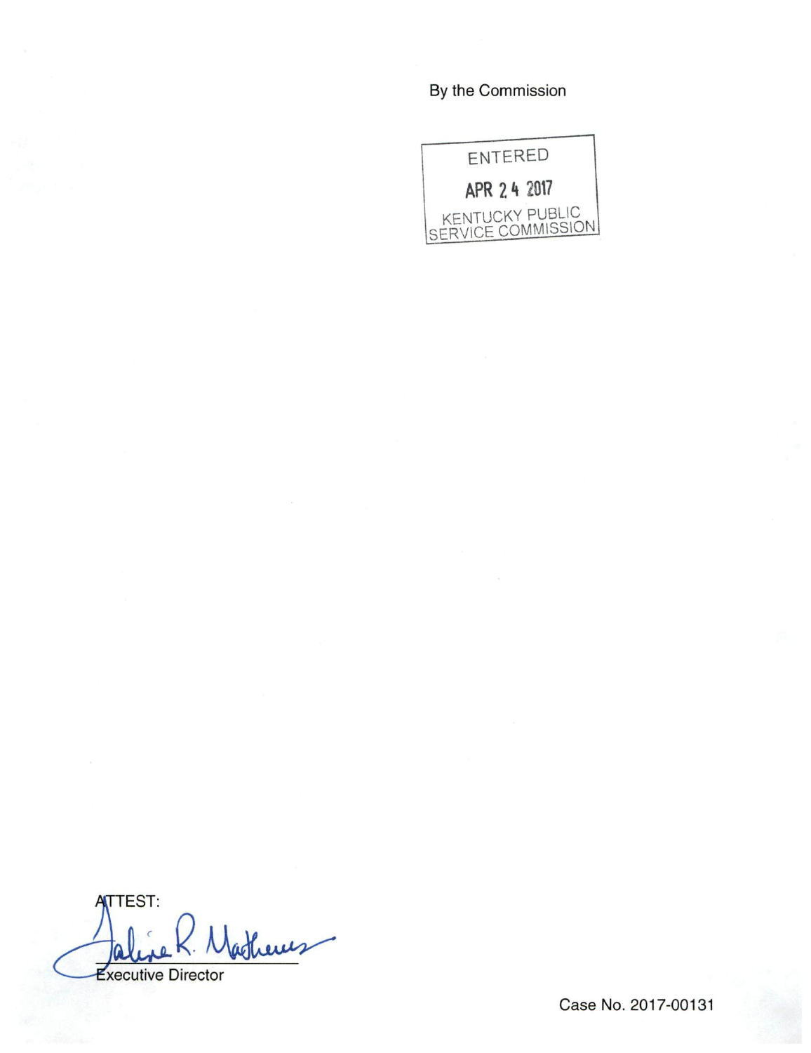By the Commission

ENTERED

APR 24 2017

KENTUCKY PUBLIC SERVICE COMMISSION

ATTEST:

Executive Director

Case No. 2017-00131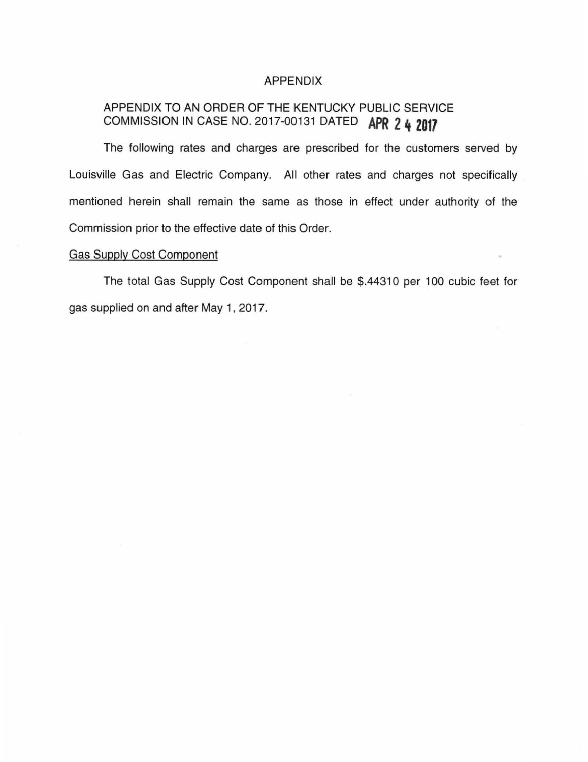# APPENDIX

APPENDIX TO AN ORDER OF THE KENTUCKY PUBLIC SERVICE COMMISSION IN CASE NO. 2017-00131 DATED **APR 24 2017**

The following rates and charges are prescribed for the customers served by Louisville Gas and Electric Company. All other rates and charges not specifically mentioned herein shall remain the same as those in effect under authority of the Commission prior to the effective date of this Order.

Gas Supply Cost Component

The total Gas Supply Cost Component shall be $.44310 per 100 cubic feet for gas supplied on and after May 1, 2017.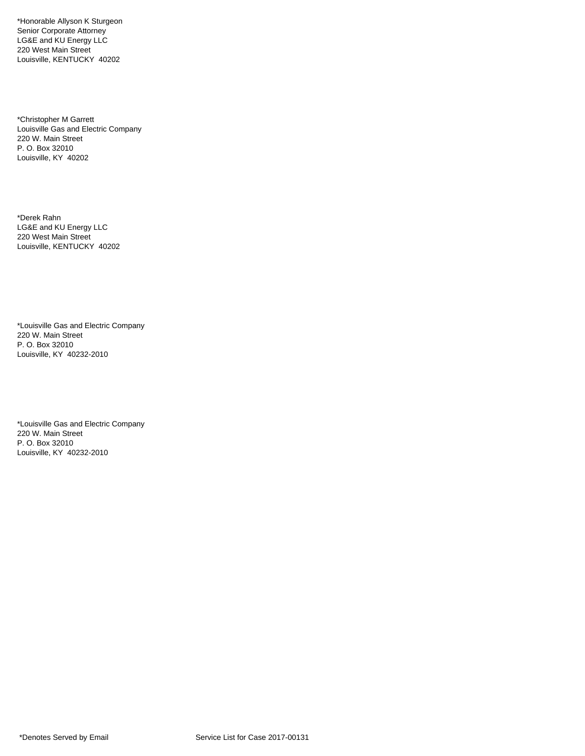*Honorable Allyson K Sturgeon
Senior Corporate Attorney
LG&E and KU Energy LLC
220 West Main Street
Louisville, KENTUCKY  40202

*Christopher M Garrett
Louisville Gas and Electric Company
220 W. Main Street
P. O. Box 32010
Louisville, KY  40202

*Derek Rahn
LG&E and KU Energy LLC
220 West Main Street
Louisville, KENTUCKY  40202

*Louisville Gas and Electric Company
220 W. Main Street
P. O. Box 32010
Louisville, KY  40232-2010

*Louisville Gas and Electric Company
220 W. Main Street
P. O. Box 32010
Louisville, KY  40232-2010

*Denotes Served by Email

Service List for Case 2017-00131